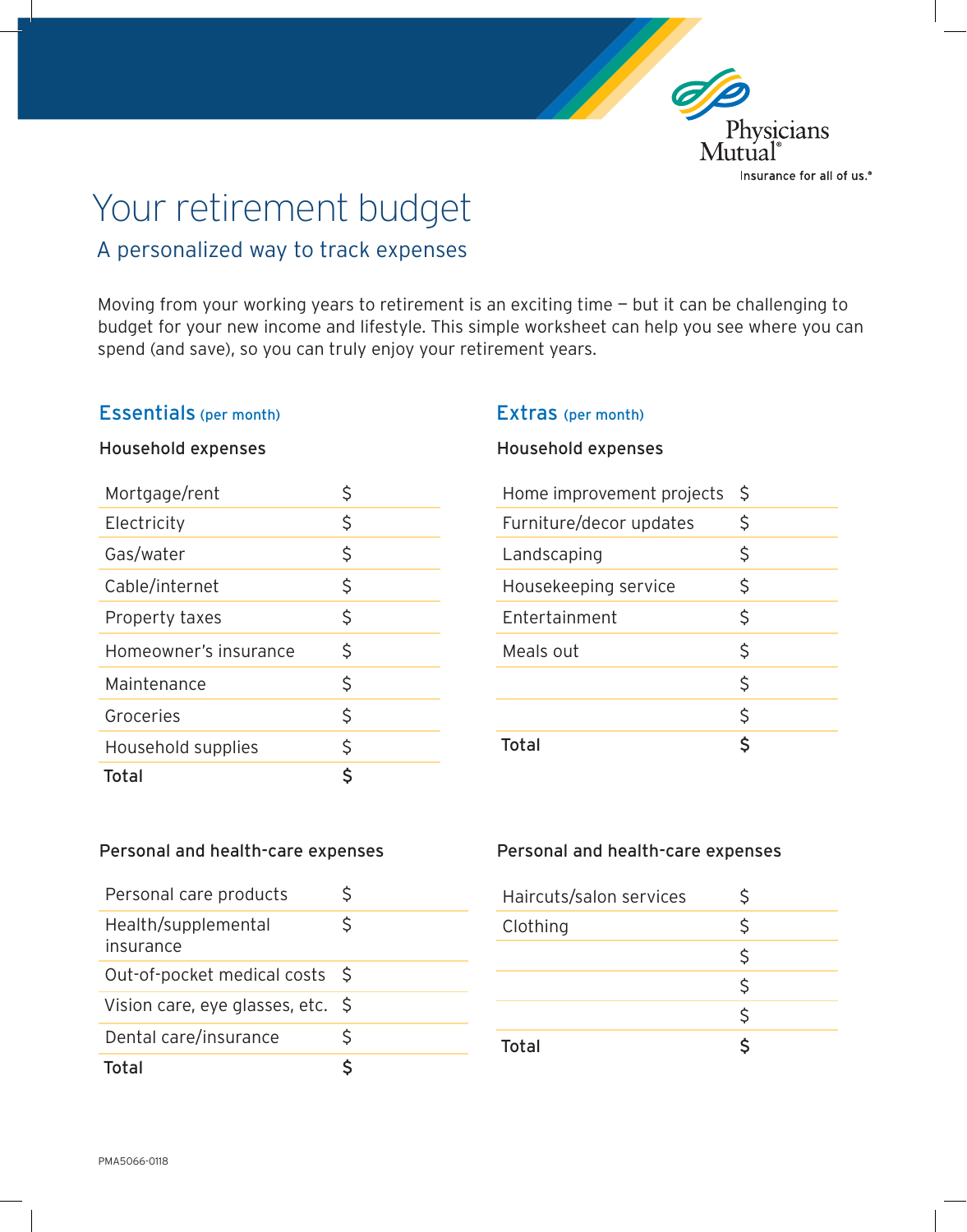Physicians Mutual
Insurance for all of us.®

# Your retirement budget

## A personalized way to track expenses

Moving from your working years to retirement is an exciting time — but it can be challenging to budget for your new income and lifestyle. This simple worksheet can help you see where you can spend (and save), so you can truly enjoy your retirement years.

## Essentials (per month)

### Household expenses

| | |
|---|---|
| Mortgage/rent | $ |
| Electricity | $ |
| Gas/water | $ |
| Cable/internet | $ |
| Property taxes | $ |
| Homeowner's insurance | $ |
| Maintenance | $ |
| Groceries | $ |
| Household supplies | $ |
| **Total** | **$** |

### Personal and health-care expenses

| | |
|---|---|
| Personal care products | $ |
| Health/supplemental insurance | $ |
| Out-of-pocket medical costs | $ |
| Vision care, eye glasses, etc. | $ |
| Dental care/insurance | $ |
| **Total** | **$** |

## Extras (per month)

### Household expenses

| | |
|---|---|
| Home improvement projects | $ |
| Furniture/decor updates | $ |
| Landscaping | $ |
| Housekeeping service | $ |
| Entertainment | $ |
| Meals out | $ |
| | $ |
| | $ |
| **Total** | **$** |

### Personal and health-care expenses

| | |
|---|---|
| Haircuts/salon services | $ |
| Clothing | $ |
| | $ |
| | $ |
| | $ |
| **Total** | **$** |

PMA5066-0118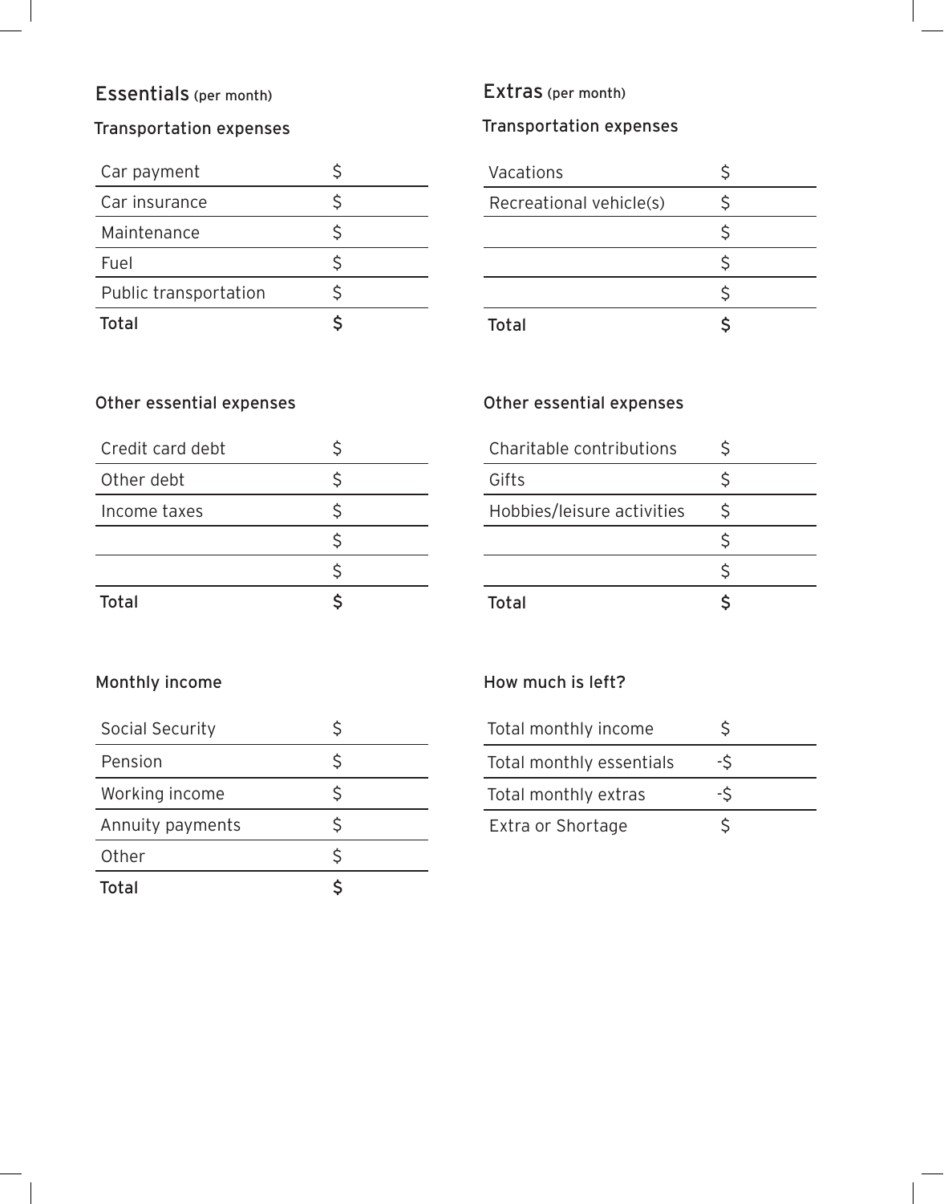## Essentials (per month)

### Transportation expenses

| | |
|---|---|
| Car payment | $ |
| Car insurance | $ |
| Maintenance | $ |
| Fuel | $ |
| Public transportation | $ |
| **Total** | **$** |

### Other essential expenses

| | |
|---|---|
| Credit card debt | $ |
| Other debt | $ |
| Income taxes | $ |
| | $ |
| | $ |
| **Total** | **$** |

### Monthly income

| | |
|---|---|
| Social Security | $ |
| Pension | $ |
| Working income | $ |
| Annuity payments | $ |
| Other | $ |
| **Total** | **$** |

## Extras (per month)

### Transportation expenses

| | |
|---|---|
| Vacations | $ |
| Recreational vehicle(s) | $ |
| | $ |
| | $ |
| | $ |
| **Total** | **$** |

### Other essential expenses

| | |
|---|---|
| Charitable contributions | $ |
| Gifts | $ |
| Hobbies/leisure activities | $ |
| | $ |
| | $ |
| **Total** | **$** |

### How much is left?

| | |
|---|---|
| Total monthly income | $ |
| Total monthly essentials | -$ |
| Total monthly extras | -$ |
| Extra or Shortage | $ |